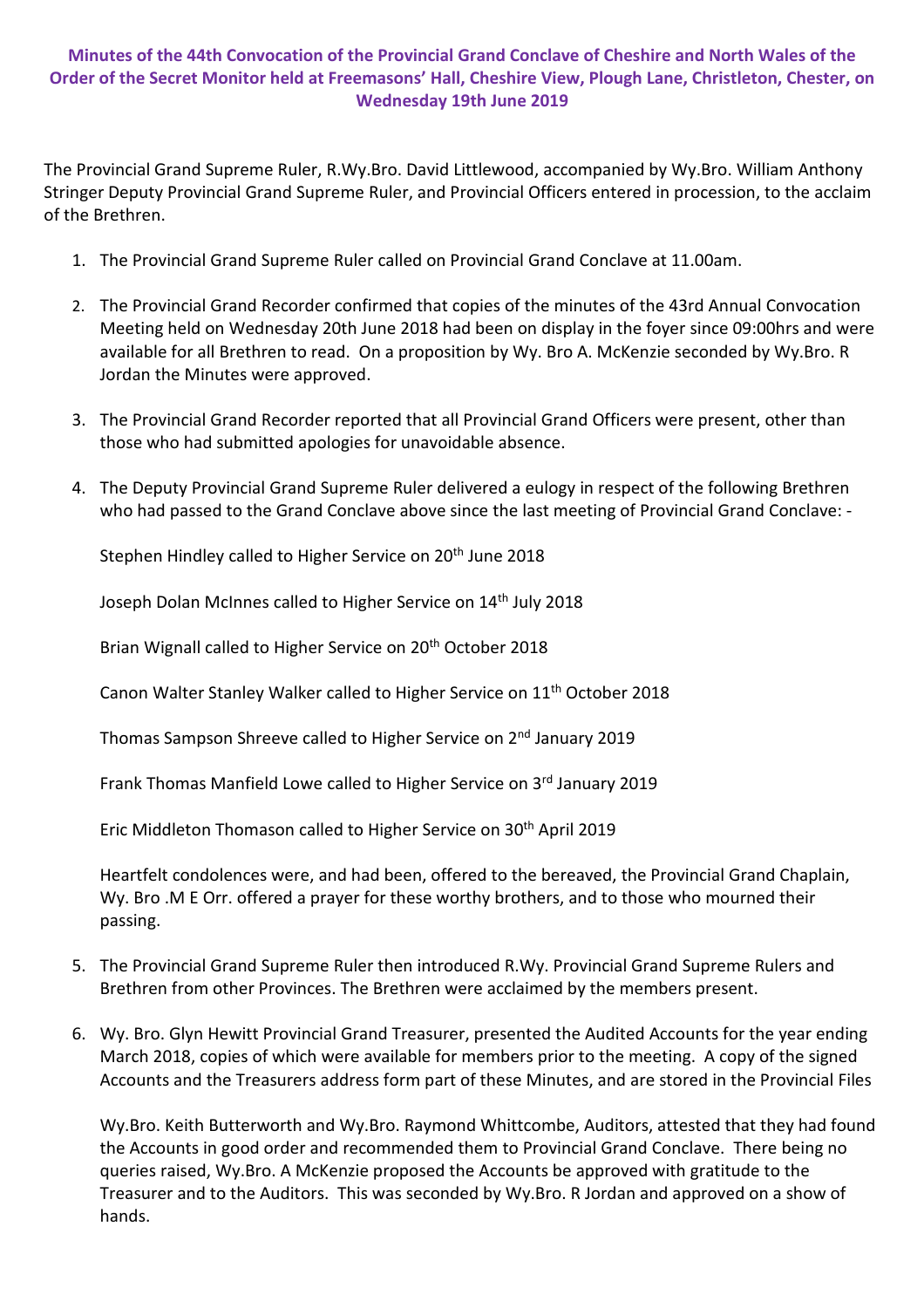# Minutes of the 44th Convocation of the Provincial Grand Conclave of Cheshire and North Wales of the Order of the Secret Monitor held at Freemasons' Hall, Cheshire View, Plough Lane, Christleton, Chester, on Wednesday 19th June 2019

The Provincial Grand Supreme Ruler, R.Wy.Bro. David Littlewood, accompanied by Wy.Bro. William Anthony Stringer Deputy Provincial Grand Supreme Ruler, and Provincial Officers entered in procession, to the acclaim of the Brethren.

1. The Provincial Grand Supreme Ruler called on Provincial Grand Conclave at 11.00am.

2. The Provincial Grand Recorder confirmed that copies of the minutes of the 43rd Annual Convocation Meeting held on Wednesday 20th June 2018 had been on display in the foyer since 09:00hrs and were available for all Brethren to read. On a proposition by Wy. Bro A. McKenzie seconded by Wy.Bro. R Jordan the Minutes were approved.

3. The Provincial Grand Recorder reported that all Provincial Grand Officers were present, other than those who had submitted apologies for unavoidable absence.

4. The Deputy Provincial Grand Supreme Ruler delivered a eulogy in respect of the following Brethren who had passed to the Grand Conclave above since the last meeting of Provincial Grand Conclave: -

   Stephen Hindley called to Higher Service on 20th June 2018

   Joseph Dolan McInnes called to Higher Service on 14th July 2018

   Brian Wignall called to Higher Service on 20th October 2018

   Canon Walter Stanley Walker called to Higher Service on 11th October 2018

   Thomas Sampson Shreeve called to Higher Service on 2nd January 2019

   Frank Thomas Manfield Lowe called to Higher Service on 3rd January 2019

   Eric Middleton Thomason called to Higher Service on 30th April 2019

   Heartfelt condolences were, and had been, offered to the bereaved, the Provincial Grand Chaplain, Wy. Bro .M E Orr. offered a prayer for these worthy brothers, and to those who mourned their passing.

5. The Provincial Grand Supreme Ruler then introduced R.Wy. Provincial Grand Supreme Rulers and Brethren from other Provinces. The Brethren were acclaimed by the members present.

6. Wy. Bro. Glyn Hewitt Provincial Grand Treasurer, presented the Audited Accounts for the year ending March 2018, copies of which were available for members prior to the meeting. A copy of the signed Accounts and the Treasurers address form part of these Minutes, and are stored in the Provincial Files

   Wy.Bro. Keith Butterworth and Wy.Bro. Raymond Whittcombe, Auditors, attested that they had found the Accounts in good order and recommended them to Provincial Grand Conclave. There being no queries raised, Wy.Bro. A McKenzie proposed the Accounts be approved with gratitude to the Treasurer and to the Auditors. This was seconded by Wy.Bro. R Jordan and approved on a show of hands.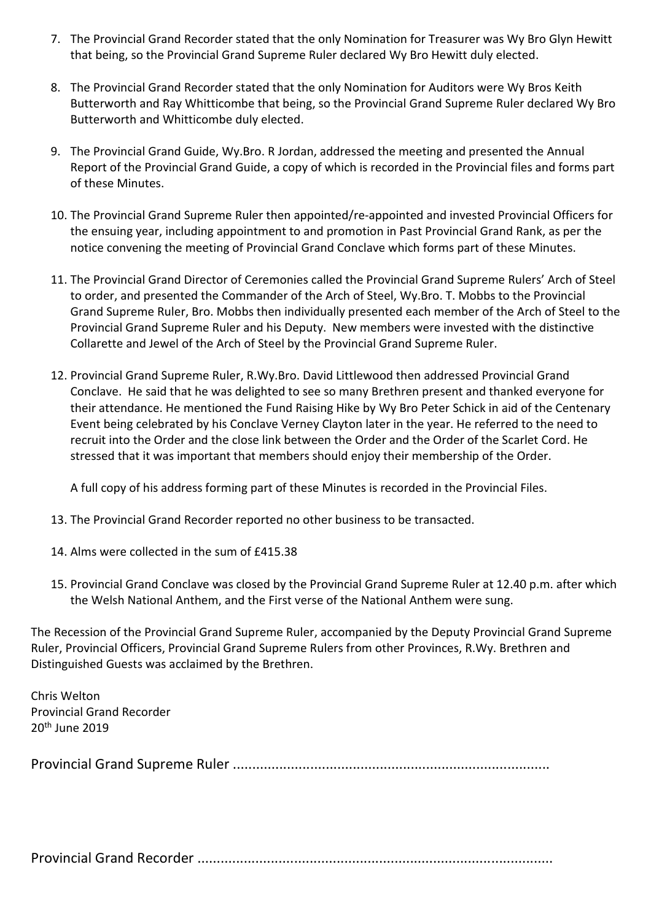7. The Provincial Grand Recorder stated that the only Nomination for Treasurer was Wy Bro Glyn Hewitt that being, so the Provincial Grand Supreme Ruler declared Wy Bro Hewitt duly elected.

8. The Provincial Grand Recorder stated that the only Nomination for Auditors were Wy Bros Keith Butterworth and Ray Whitticombe that being, so the Provincial Grand Supreme Ruler declared Wy Bro Butterworth and Whitticombe duly elected.

9. The Provincial Grand Guide, Wy.Bro. R Jordan, addressed the meeting and presented the Annual Report of the Provincial Grand Guide, a copy of which is recorded in the Provincial files and forms part of these Minutes.

10. The Provincial Grand Supreme Ruler then appointed/re-appointed and invested Provincial Officers for the ensuing year, including appointment to and promotion in Past Provincial Grand Rank, as per the notice convening the meeting of Provincial Grand Conclave which forms part of these Minutes.

11. The Provincial Grand Director of Ceremonies called the Provincial Grand Supreme Rulers' Arch of Steel to order, and presented the Commander of the Arch of Steel, Wy.Bro. T. Mobbs to the Provincial Grand Supreme Ruler, Bro. Mobbs then individually presented each member of the Arch of Steel to the Provincial Grand Supreme Ruler and his Deputy. New members were invested with the distinctive Collarette and Jewel of the Arch of Steel by the Provincial Grand Supreme Ruler.

12. Provincial Grand Supreme Ruler, R.Wy.Bro. David Littlewood then addressed Provincial Grand Conclave. He said that he was delighted to see so many Brethren present and thanked everyone for their attendance. He mentioned the Fund Raising Hike by Wy Bro Peter Schick in aid of the Centenary Event being celebrated by his Conclave Verney Clayton later in the year. He referred to the need to recruit into the Order and the close link between the Order and the Order of the Scarlet Cord. He stressed that it was important that members should enjoy their membership of the Order.

    A full copy of his address forming part of these Minutes is recorded in the Provincial Files.

13. The Provincial Grand Recorder reported no other business to be transacted.

14. Alms were collected in the sum of £415.38

15. Provincial Grand Conclave was closed by the Provincial Grand Supreme Ruler at 12.40 p.m. after which the Welsh National Anthem, and the First verse of the National Anthem were sung.

The Recession of the Provincial Grand Supreme Ruler, accompanied by the Deputy Provincial Grand Supreme Ruler, Provincial Officers, Provincial Grand Supreme Rulers from other Provinces, R.Wy. Brethren and Distinguished Guests was acclaimed by the Brethren.

Chris Welton
Provincial Grand Recorder
20th June 2019

Provincial Grand Supreme Ruler ..................................................................................

Provincial Grand Recorder ...........................................................................................